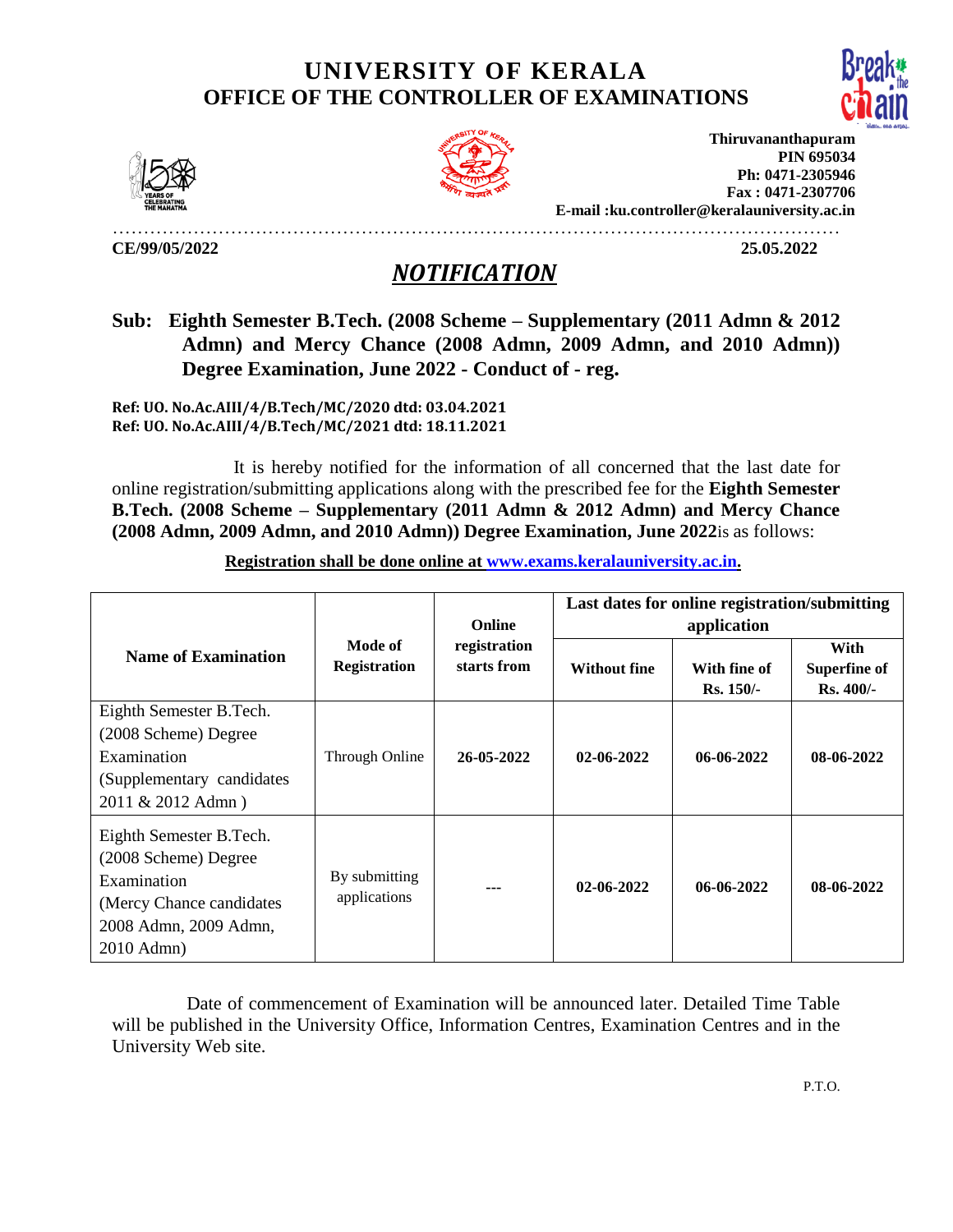# UNIVERSITY OF KERALA
## OFFICE OF THE CONTROLLER OF EXAMINATIONS

**Thiruvananthapuram**
**PIN 695034**
**Ph: 0471-2305946**
**Fax : 0471-2307706**
**E-mail :ku.controller@keralauniversity.ac.in**

**CE/99/05/2022** **25.05.2022**

## *NOTIFICATION*

**Sub: Eighth Semester B.Tech. (2008 Scheme – Supplementary (2011 Admn & 2012 Admn) and Mercy Chance (2008 Admn, 2009 Admn, and 2010 Admn)) Degree Examination, June 2022 - Conduct of - reg.**

**Ref: UO. No.Ac.AIII/4/B.Tech/MC/2020 dtd: 03.04.2021**
**Ref: UO. No.Ac.AIII/4/B.Tech/MC/2021 dtd: 18.11.2021**

It is hereby notified for the information of all concerned that the last date for online registration/submitting applications along with the prescribed fee for the **Eighth Semester B.Tech. (2008 Scheme – Supplementary (2011 Admn & 2012 Admn) and Mercy Chance (2008 Admn, 2009 Admn, and 2010 Admn)) Degree Examination, June 2022**is as follows:

**Registration shall be done online at www.exams.keralauniversity.ac.in.**

| Name of Examination | Mode of Registration | Online registration starts from | Last dates for online registration/submitting application | | |
|---|---|---|---|---|---|
| | | | Without fine | With fine of Rs. 150/- | With Superfine of Rs. 400/- |
| Eighth Semester B.Tech. (2008 Scheme) Degree Examination (Supplementary candidates 2011 & 2012 Admn ) | Through Online | **26-05-2022** | **02-06-2022** | **06-06-2022** | **08-06-2022** |
| Eighth Semester B.Tech. (2008 Scheme) Degree Examination (Mercy Chance candidates 2008 Admn, 2009 Admn, 2010 Admn) | By submitting applications | --- | **02-06-2022** | **06-06-2022** | **08-06-2022** |

Date of commencement of Examination will be announced later. Detailed Time Table will be published in the University Office, Information Centres, Examination Centres and in the University Web site.

P.T.O.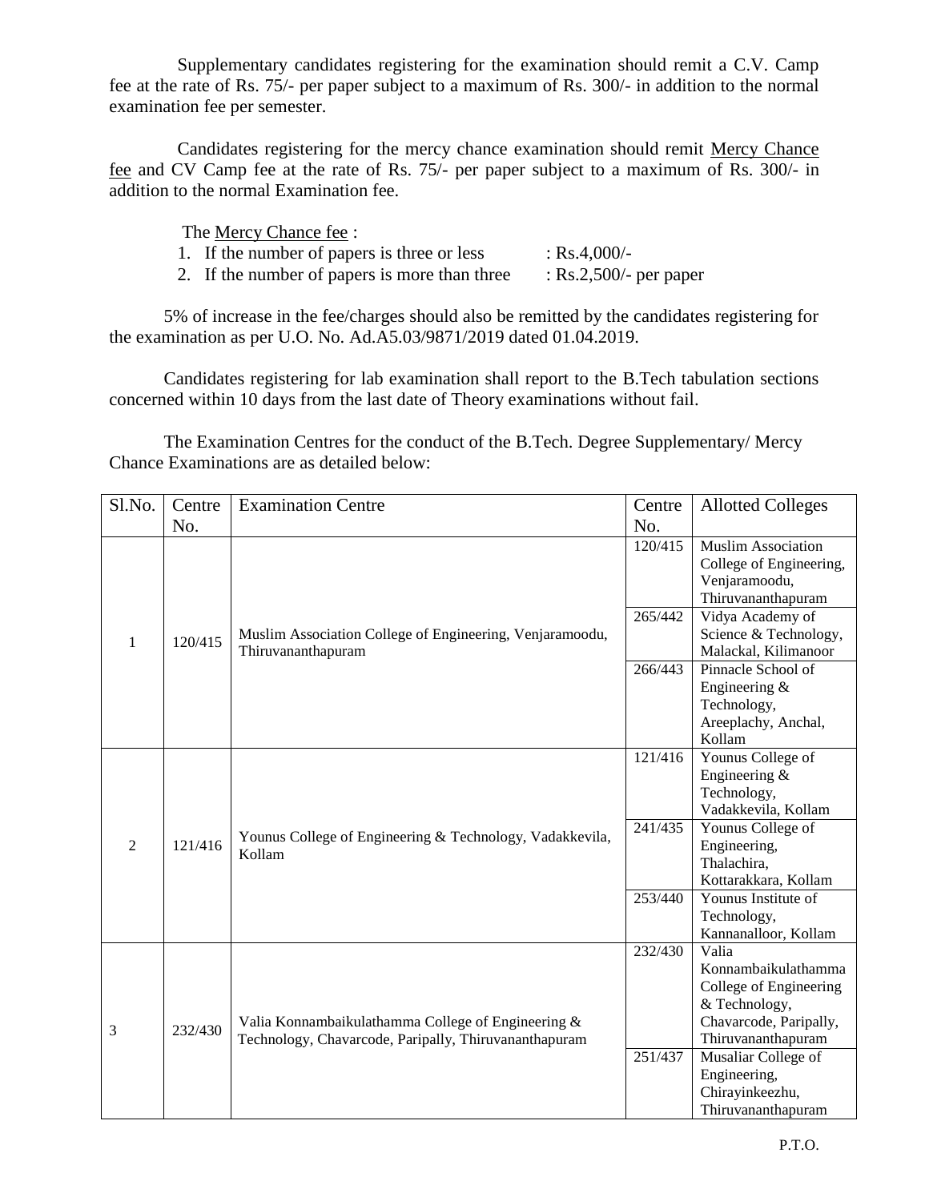Supplementary candidates registering for the examination should remit a C.V. Camp fee at the rate of Rs. 75/- per paper subject to a maximum of Rs. 300/- in addition to the normal examination fee per semester.

Candidates registering for the mercy chance examination should remit Mercy Chance fee and CV Camp fee at the rate of Rs. 75/- per paper subject to a maximum of Rs. 300/- in addition to the normal Examination fee.

The Mercy Chance fee :

1. If the number of papers is three or less : Rs.4,000/-
2. If the number of papers is more than three : Rs.2,500/- per paper

5% of increase in the fee/charges should also be remitted by the candidates registering for the examination as per U.O. No. Ad.A5.03/9871/2019 dated 01.04.2019.

Candidates registering for lab examination shall report to the B.Tech tabulation sections concerned within 10 days from the last date of Theory examinations without fail.

The Examination Centres for the conduct of the B.Tech. Degree Supplementary/ Mercy Chance Examinations are as detailed below:

| Sl.No. | Centre No. | Examination Centre | Centre No. | Allotted Colleges |
|---|---|---|---|---|
| 1 | 120/415 | Muslim Association College of Engineering, Venjaramoodu, Thiruvananthapuram | 120/415 | Muslim Association College of Engineering, Venjaramoodu, Thiruvananthapuram |
| | | | 265/442 | Vidya Academy of Science & Technology, Malackal, Kilimanoor |
| | | | 266/443 | Pinnacle School of Engineering & Technology, Areeplachy, Anchal, Kollam |
| 2 | 121/416 | Younus College of Engineering & Technology, Vadakkevila, Kollam | 121/416 | Younus College of Engineering & Technology, Vadakkevila, Kollam |
| | | | 241/435 | Younus College of Engineering, Thalachira, Kottarakkara, Kollam |
| | | | 253/440 | Younus Institute of Technology, Kannanalloor, Kollam |
| 3 | 232/430 | Valia Konnambaikulathamma College of Engineering & Technology, Chavarcode, Paripally, Thiruvananthapuram | 232/430 | Valia Konnambaikulathamma College of Engineering & Technology, Chavarcode, Paripally, Thiruvananthapuram |
| | | | 251/437 | Musaliar College of Engineering, Chirayinkeezhu, Thiruvananthapuram |

P.T.O.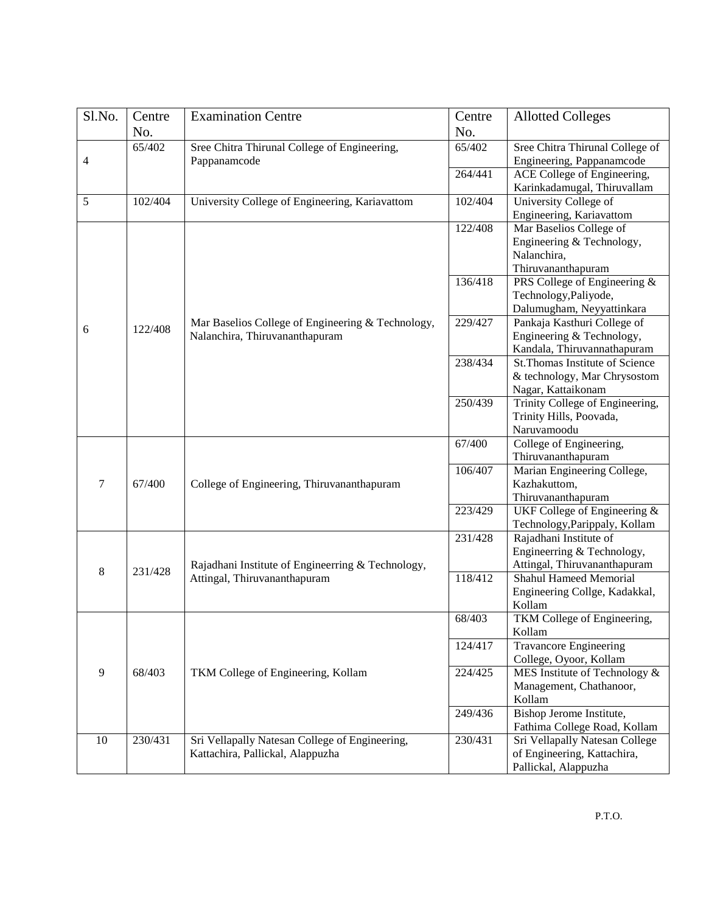| Sl.No. | Centre No. | Examination Centre | Centre No. | Allotted Colleges |
|---|---|---|---|---|
| 4 | 65/402 | Sree Chitra Thirunal College of Engineering, Pappanamcode | 65/402 | Sree Chitra Thirunal College of Engineering, Pappanamcode |
| | | | 264/441 | ACE College of Engineering, Karinkadamugal, Thiruvallam |
| 5 | 102/404 | University College of Engineering, Kariavattom | 102/404 | University College of Engineering, Kariavattom |
| 6 | 122/408 | Mar Baselios College of Engineering & Technology, Nalanchira, Thiruvananthapuram | 122/408 | Mar Baselios College of Engineering & Technology, Nalanchira, Thiruvananthapuram |
| | | | 136/418 | PRS College of Engineering & Technology,Paliyode, Dalumugham, Neyyattinkara |
| | | | 229/427 | Pankaja Kasthuri College of Engineering & Technology, Kandala, Thiruvannathapuram |
| | | | 238/434 | St.Thomas Institute of Science & technology, Mar Chrysostom Nagar, Kattaikonam |
| | | | 250/439 | Trinity College of Engineering, Trinity Hills, Poovada, Naruvamoodu |
| 7 | 67/400 | College of Engineering, Thiruvananthapuram | 67/400 | College of Engineering, Thiruvananthapuram |
| | | | 106/407 | Marian Engineering College, Kazhakuttom, Thiruvananthapuram |
| | | | 223/429 | UKF College of Engineering & Technology,Parippaly, Kollam |
| 8 | 231/428 | Rajadhani Institute of Engineerring & Technology, Attingal, Thiruvananthapuram | 231/428 | Rajadhani Institute of Engineerring & Technology, Attingal, Thiruvananthapuram |
| | | | 118/412 | Shahul Hameed Memorial Engineering Collge, Kadakkal, Kollam |
| 9 | 68/403 | TKM College of Engineering, Kollam | 68/403 | TKM College of Engineering, Kollam |
| | | | 124/417 | Travancore Engineering College, Oyoor, Kollam |
| | | | 224/425 | MES Institute of Technology & Management, Chathanoor, Kollam |
| | | | 249/436 | Bishop Jerome Institute, Fathima College Road, Kollam |
| 10 | 230/431 | Sri Vellapally Natesan College of Engineering, Kattachira, Pallickal, Alappuzha | 230/431 | Sri Vellapally Natesan College of Engineering, Kattachira, Pallickal, Alappuzha |

P.T.O.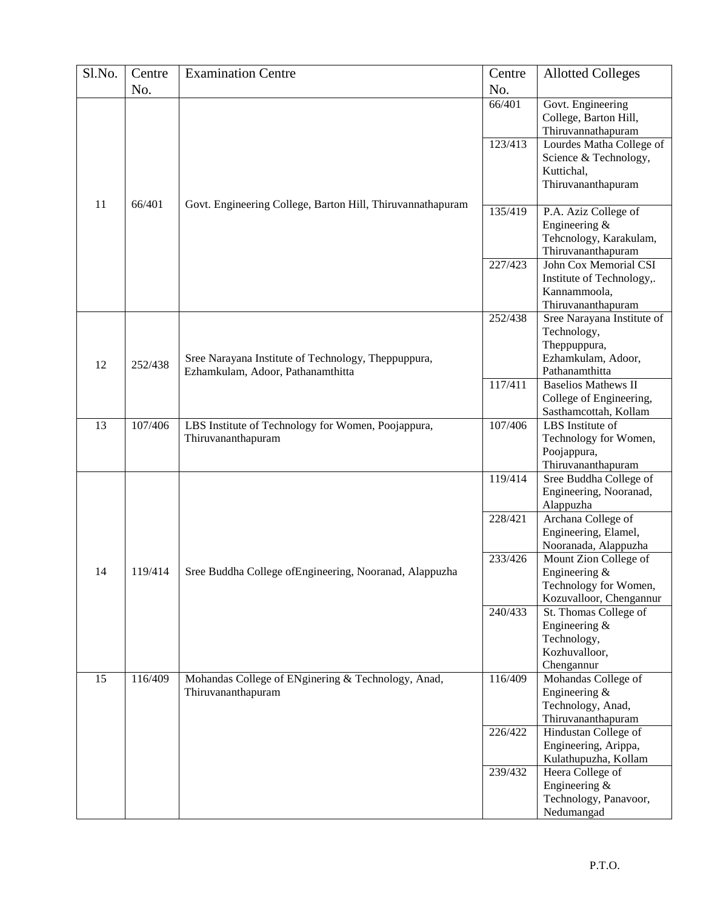| Sl.No. | Centre No. | Examination Centre | Centre No. | Allotted Colleges |
|---|---|---|---|---|
| 11 | 66/401 | Govt. Engineering College, Barton Hill, Thiruvannathapuram | 66/401 | Govt. Engineering College, Barton Hill, Thiruvannathapuram |
| | | | 123/413 | Lourdes Matha College of Science & Technology, Kuttichal, Thiruvananthapuram |
| | | | 135/419 | P.A. Aziz College of Engineering & Tehcnology, Karakulam, Thiruvananthapuram |
| | | | 227/423 | John Cox Memorial CSI Institute of Technology,. Kannammoola, Thiruvananthapuram |
| 12 | 252/438 | Sree Narayana Institute of Technology, Theppuppura, Ezhamkulam, Adoor, Pathanamthitta | 252/438 | Sree Narayana Institute of Technology, Theppuppura, Ezhamkulam, Adoor, Pathanamthitta |
| | | | 117/411 | Baselios Mathews II College of Engineering, Sasthamcottah, Kollam |
| 13 | 107/406 | LBS Institute of Technology for Women, Poojappura, Thiruvananthapuram | 107/406 | LBS Institute of Technology for Women, Poojappura, Thiruvananthapuram |
| 14 | 119/414 | Sree Buddha College ofEngineering, Nooranad, Alappuzha | 119/414 | Sree Buddha College of Engineering, Nooranad, Alappuzha |
| | | | 228/421 | Archana College of Engineering, Elamel, Nooranada, Alappuzha |
| | | | 233/426 | Mount Zion College of Engineering & Technology for Women, Kozuvalloor, Chengannur |
| | | | 240/433 | St. Thomas College of Engineering & Technology, Kozhuvalloor, Chengannur |
| 15 | 116/409 | Mohandas College of ENginering & Technology, Anad, Thiruvananthapuram | 116/409 | Mohandas College of Engineering & Technology, Anad, Thiruvananthapuram |
| | | | 226/422 | Hindustan College of Engineering, Arippa, Kulathupuzha, Kollam |
| | | | 239/432 | Heera College of Engineering & Technology, Panavoor, Nedumangad |

P.T.O.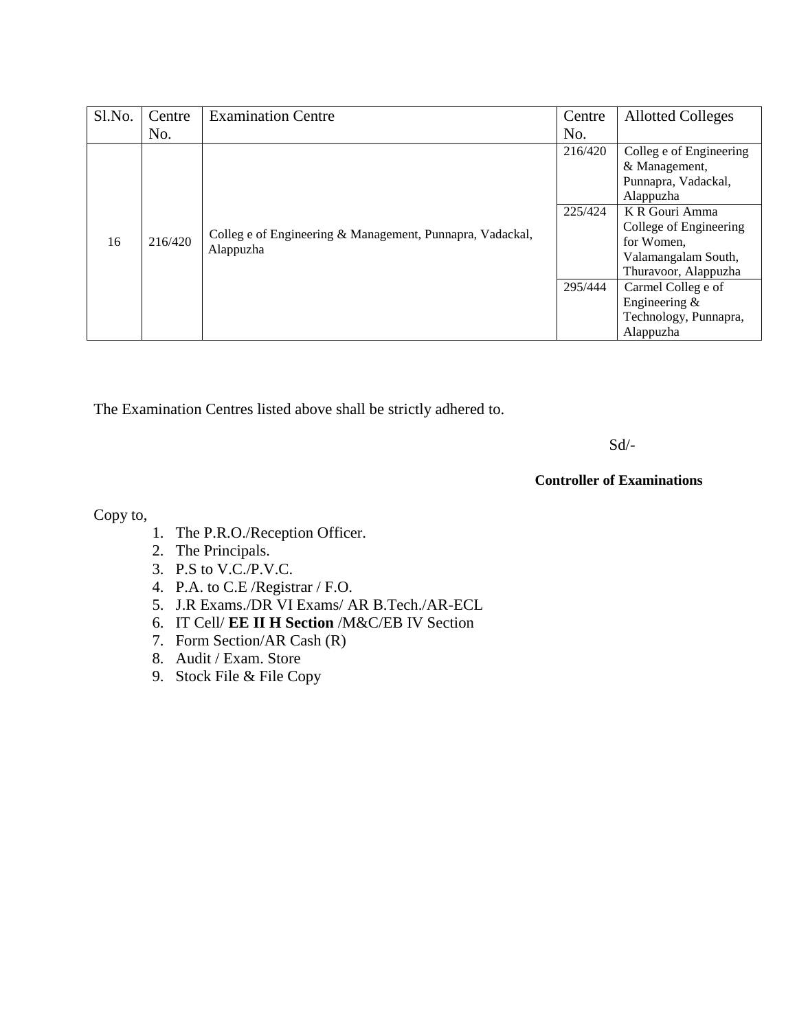| Sl.No. | Centre No. | Examination Centre | Centre No. | Allotted Colleges |
|---|---|---|---|---|
| 16 | 216/420 | Colleg e of Engineering & Management, Punnapra, Vadackal, Alappuzha | 216/420 | Colleg e of Engineering & Management, Punnapra, Vadackal, Alappuzha |
| | | | 225/424 | K R Gouri Amma College of Engineering for Women, Valamangalam South, Thuravoor, Alappuzha |
| | | | 295/444 | Carmel Colleg e of Engineering & Technology, Punnapra, Alappuzha |

The Examination Centres listed above shall be strictly adhered to.

Sd/-

**Controller of Examinations**

Copy to,

1. The P.R.O./Reception Officer.
2. The Principals.
3. P.S to V.C./P.V.C.
4. P.A. to C.E /Registrar / F.O.
5. J.R Exams./DR VI Exams/ AR B.Tech./AR-ECL
6. IT Cell/ **EE II H Section** /M&C/EB IV Section
7. Form Section/AR Cash (R)
8. Audit / Exam. Store
9. Stock File & File Copy